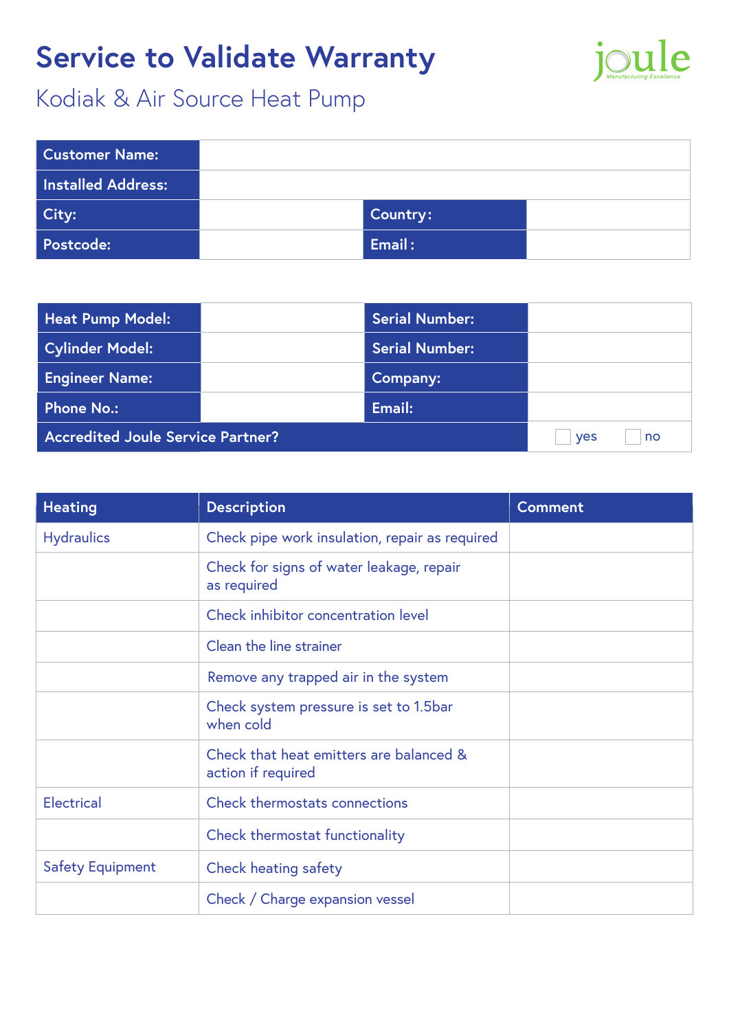# Service to Validate Warranty

## Kodiak & Air Source Heat Pump

joule
Manufacturing Excellence

| | | | |
|---|---|---|---|
| **Customer Name:** | | | |
| **Installed Address:** | | | |
| **City:** | | **Country:** | |
| **Postcode:** | | **Email:** | |

| | | | |
|---|---|---|---|
| **Heat Pump Model:** | | **Serial Number:** | |
| **Cylinder Model:** | | **Serial Number:** | |
| **Engineer Name:** | | **Company:** | |
| **Phone No.:** | | **Email:** | |
| **Accredited Joule Service Partner?** | | | ☐ yes ☐ no |

| Heating | Description | Comment |
|---|---|---|
| Hydraulics | Check pipe work insulation, repair as required | |
| | Check for signs of water leakage, repair as required | |
| | Check inhibitor concentration level | |
| | Clean the line strainer | |
| | Remove any trapped air in the system | |
| | Check system pressure is set to 1.5bar when cold | |
| | Check that heat emitters are balanced & action if required | |
| Electrical | Check thermostats connections | |
| | Check thermostat functionality | |
| Safety Equipment | Check heating safety | |
| | Check / Charge expansion vessel | |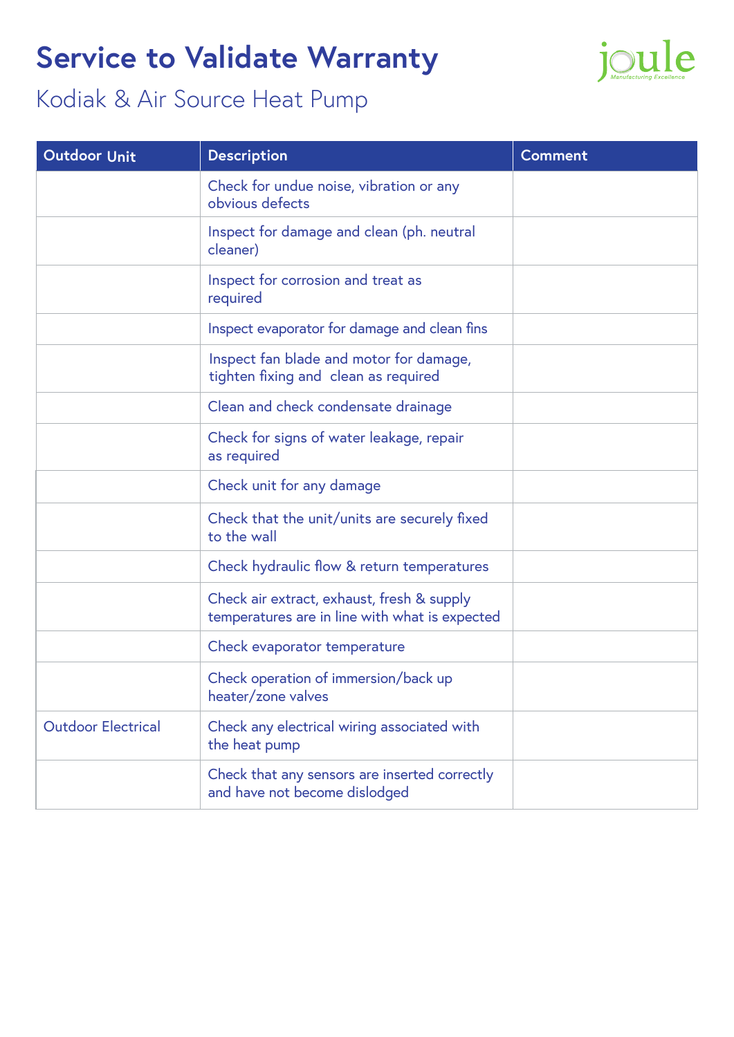# Service to Validate Warranty

## Kodiak & Air Source Heat Pump

| Outdoor Unit | Description | Comment |
|---|---|---|
| | Check for undue noise, vibration or any obvious defects | |
| | Inspect for damage and clean (ph. neutral cleaner) | |
| | Inspect for corrosion and treat as required | |
| | Inspect evaporator for damage and clean fins | |
| | Inspect fan blade and motor for damage, tighten fixing and clean as required | |
| | Clean and check condensate drainage | |
| | Check for signs of water leakage, repair as required | |
| | Check unit for any damage | |
| | Check that the unit/units are securely fixed to the wall | |
| | Check hydraulic flow & return temperatures | |
| | Check air extract, exhaust, fresh & supply temperatures are in line with what is expected | |
| | Check evaporator temperature | |
| | Check operation of immersion/back up heater/zone valves | |
| Outdoor Electrical | Check any electrical wiring associated with the heat pump | |
| | Check that any sensors are inserted correctly and have not become dislodged | |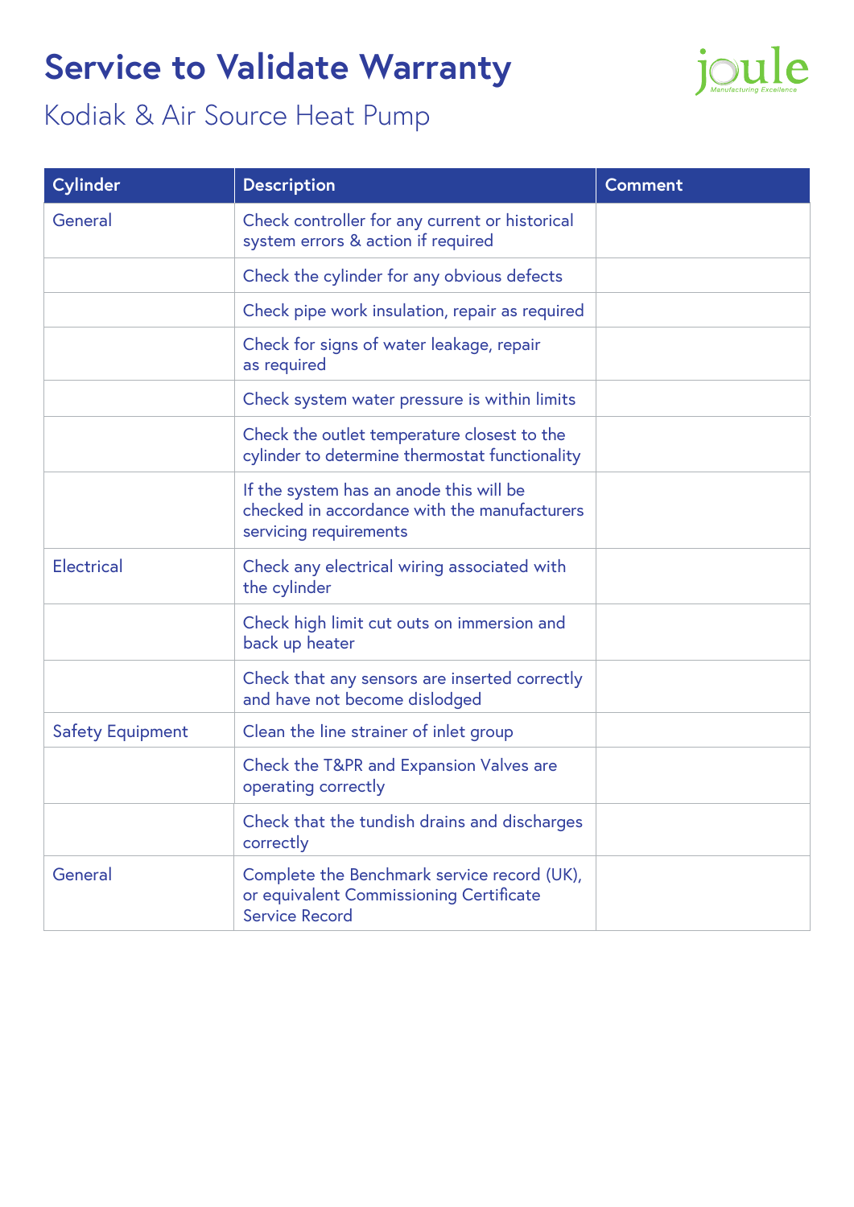# Service to Validate Warranty

## Kodiak & Air Source Heat Pump

joule
*Manufacturing Excellence*

| Cylinder | Description | Comment |
|---|---|---|
| General | Check controller for any current or historical system errors & action if required | |
| | Check the cylinder for any obvious defects | |
| | Check pipe work insulation, repair as required | |
| | Check for signs of water leakage, repair as required | |
| | Check system water pressure is within limits | |
| | Check the outlet temperature closest to the cylinder to determine thermostat functionality | |
| | If the system has an anode this will be checked in accordance with the manufacturers servicing requirements | |
| Electrical | Check any electrical wiring associated with the cylinder | |
| | Check high limit cut outs on immersion and back up heater | |
| | Check that any sensors are inserted correctly and have not become dislodged | |
| Safety Equipment | Clean the line strainer of inlet group | |
| | Check the T&PR and Expansion Valves are operating correctly | |
| | Check that the tundish drains and discharges correctly | |
| General | Complete the Benchmark service record (UK), or equivalent Commissioning Certificate Service Record | |